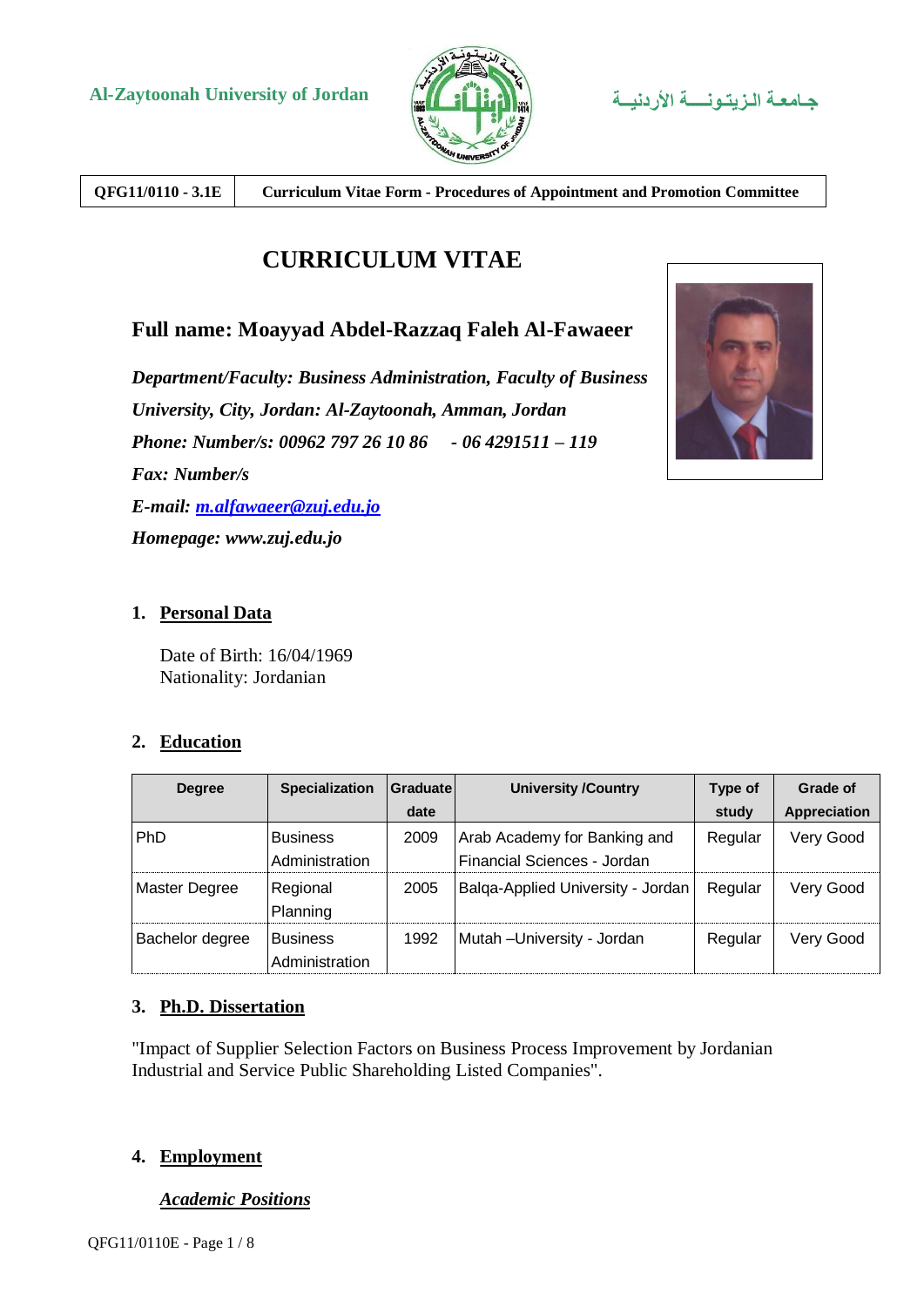Al-Zaytoonah University of Jordan

جـامعـة الـزيـتـونـــة الأردنـيـة

| QFG11/0110 - 3.1E | Curriculum Vitae Form - Procedures of Appointment and Promotion Committee |
|---|---|

# CURRICULUM VITAE

## Full name: Moayyad Abdel-Razzaq Faleh Al-Fawaeer

***Department/Faculty: Business Administration, Faculty of Business***

***University, City, Jordan: Al-Zaytoonah, Amman, Jordan***

***Phone: Number/s: 00962 797 26 10 86 - 06 4291511 – 119***

***Fax: Number/s***

***E-mail: m.alfawaeer@zuj.edu.jo***

***Homepage: www.zuj.edu.jo***

### 1. Personal Data

Date of Birth: 16/04/1969
Nationality: Jordanian

### 2. Education

| Degree | Specialization | Graduate date | University /Country | Type of study | Grade of Appreciation |
|---|---|---|---|---|---|
| PhD | Business Administration | 2009 | Arab Academy for Banking and Financial Sciences - Jordan | Regular | Very Good |
| Master Degree | Regional Planning | 2005 | Balqa-Applied University - Jordan | Regular | Very Good |
| Bachelor degree | Business Administration | 1992 | Mutah –University - Jordan | Regular | Very Good |

### 3. Ph.D. Dissertation

"Impact of Supplier Selection Factors on Business Process Improvement by Jordanian Industrial and Service Public Shareholding Listed Companies".

### 4. Employment

***Academic Positions***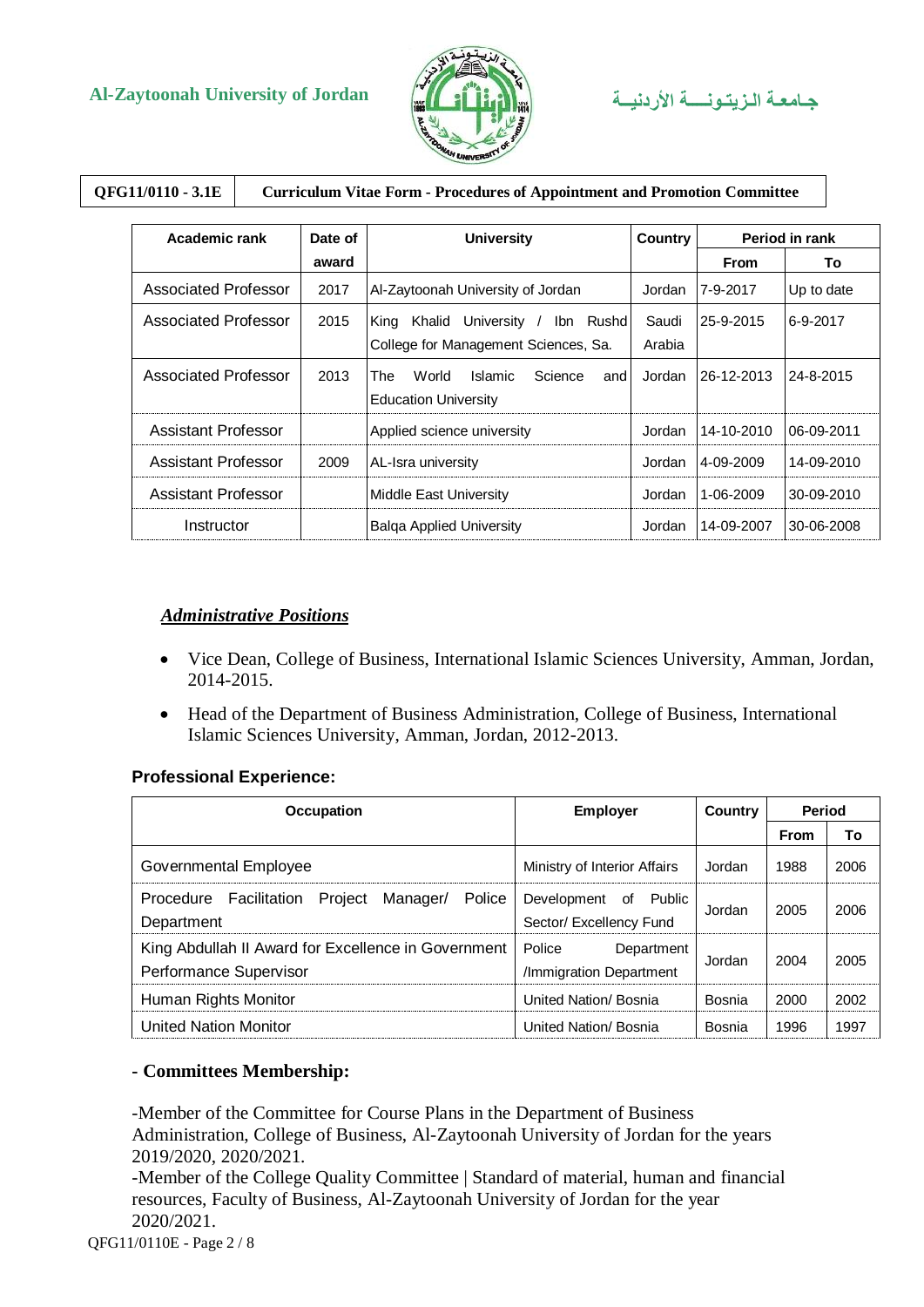| Academic rank | Date of award | University | Country | Period in rank | |
|---|---|---|---|---|---|
| | | | | From | To |
| Associated Professor | 2017 | Al-Zaytoonah University of Jordan | Jordan | 7-9-2017 | Up to date |
| Associated Professor | 2015 | King Khalid University / Ibn Rushd College for Management Sciences, Sa. | Saudi Arabia | 25-9-2015 | 6-9-2017 |
| Associated Professor | 2013 | The World Islamic Science and Education University | Jordan | 26-12-2013 | 24-8-2015 |
| Assistant Professor | | Applied science university | Jordan | 14-10-2010 | 06-09-2011 |
| Assistant Professor | 2009 | AL-Isra university | Jordan | 4-09-2009 | 14-09-2010 |
| Assistant Professor | | Middle East University | Jordan | 1-06-2009 | 30-09-2010 |
| Instructor | | Balqa Applied University | Jordan | 14-09-2007 | 30-06-2008 |

## ***Administrative Positions***

- Vice Dean, College of Business, International Islamic Sciences University, Amman, Jordan, 2014-2015.
- Head of the Department of Business Administration, College of Business, International Islamic Sciences University, Amman, Jordan, 2012-2013.

**Professional Experience:**

| Occupation | Employer | Country | Period | |
|---|---|---|---|---|
| | | | From | To |
| Governmental Employee | Ministry of Interior Affairs | Jordan | 1988 | 2006 |
| Procedure Facilitation Project Manager/ Police Department | Development of Public Sector/ Excellency Fund | Jordan | 2005 | 2006 |
| King Abdullah II Award for Excellence in Government Performance Supervisor | Police Department /Immigration Department | Jordan | 2004 | 2005 |
| Human Rights Monitor | United Nation/ Bosnia | Bosnia | 2000 | 2002 |
| United Nation Monitor | United Nation/ Bosnia | Bosnia | 1996 | 1997 |

**- Committees Membership:**

-Member of the Committee for Course Plans in the Department of Business Administration, College of Business, Al-Zaytoonah University of Jordan for the years 2019/2020, 2020/2021.
-Member of the College Quality Committee | Standard of material, human and financial resources, Faculty of Business, Al-Zaytoonah University of Jordan for the year 2020/2021.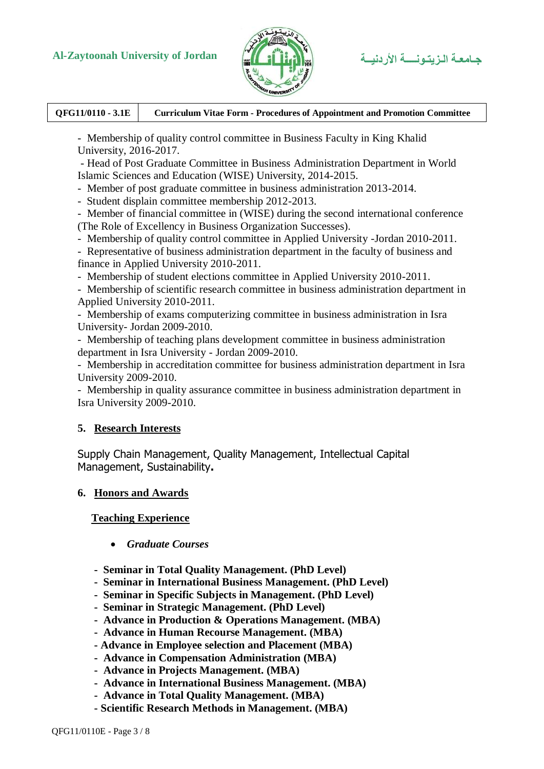- Membership of quality control committee in Business Faculty in King Khalid University, 2016-2017.
- Head of Post Graduate Committee in Business Administration Department in World Islamic Sciences and Education (WISE) University, 2014-2015.
- Member of post graduate committee in business administration 2013-2014.
- Student displain committee membership 2012-2013.
- Member of financial committee in (WISE) during the second international conference (The Role of Excellency in Business Organization Successes).
- Membership of quality control committee in Applied University -Jordan 2010-2011.
- Representative of business administration department in the faculty of business and finance in Applied University 2010-2011.
- Membership of student elections committee in Applied University 2010-2011.
- Membership of scientific research committee in business administration department in Applied University 2010-2011.
- Membership of exams computerizing committee in business administration in Isra University- Jordan 2009-2010.
- Membership of teaching plans development committee in business administration department in Isra University - Jordan 2009-2010.
- Membership in accreditation committee for business administration department in Isra University 2009-2010.
- Membership in quality assurance committee in business administration department in Isra University 2009-2010.

## 5. Research Interests

Supply Chain Management, Quality Management, Intellectual Capital Management, Sustainability.

## 6. Honors and Awards

### Teaching Experience

- *Graduate Courses*

- **Seminar in Total Quality Management. (PhD Level)**
- **Seminar in International Business Management. (PhD Level)**
- **Seminar in Specific Subjects in Management. (PhD Level)**
- **Seminar in Strategic Management. (PhD Level)**
- **Advance in Production & Operations Management. (MBA)**
- **Advance in Human Recourse Management. (MBA)**
- **Advance in Employee selection and Placement (MBA)**
- **Advance in Compensation Administration (MBA)**
- **Advance in Projects Management. (MBA)**
- **Advance in International Business Management. (MBA)**
- **Advance in Total Quality Management. (MBA)**
- **Scientific Research Methods in Management. (MBA)**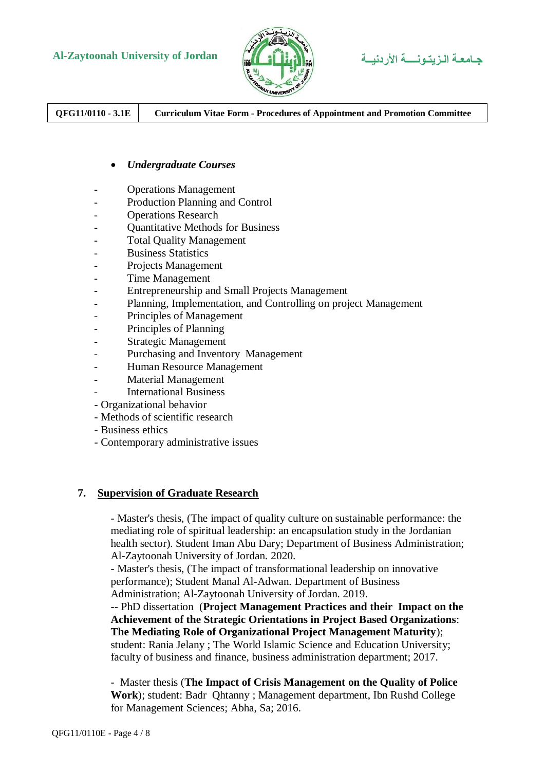- *Undergraduate Courses*

- Operations Management
- Production Planning and Control
- Operations Research
- Quantitative Methods for Business
- Total Quality Management
- Business Statistics
- Projects Management
- Time Management
- Entrepreneurship and Small Projects Management
- Planning, Implementation, and Controlling on project Management
- Principles of Management
- Principles of Planning
- Strategic Management
- Purchasing and Inventory Management
- Human Resource Management
- Material Management
- International Business
- Organizational behavior
- Methods of scientific research
- Business ethics
- Contemporary administrative issues

## 7. Supervision of Graduate Research

- Master's thesis, (The impact of quality culture on sustainable performance: the mediating role of spiritual leadership: an encapsulation study in the Jordanian health sector). Student Iman Abu Dary; Department of Business Administration; Al-Zaytoonah University of Jordan. 2020.
- Master's thesis, (The impact of transformational leadership on innovative performance); Student Manal Al-Adwan. Department of Business Administration; Al-Zaytoonah University of Jordan. 2019.
-- PhD dissertation (**Project Management Practices and their Impact on the Achievement of the Strategic Orientations in Project Based Organizations**: **The Mediating Role of Organizational Project Management Maturity**); student: Rania Jelany ; The World Islamic Science and Education University; faculty of business and finance, business administration department; 2017.

- Master thesis (**The Impact of Crisis Management on the Quality of Police Work**); student: Badr Qhtanny ; Management department, Ibn Rushd College for Management Sciences; Abha, Sa; 2016.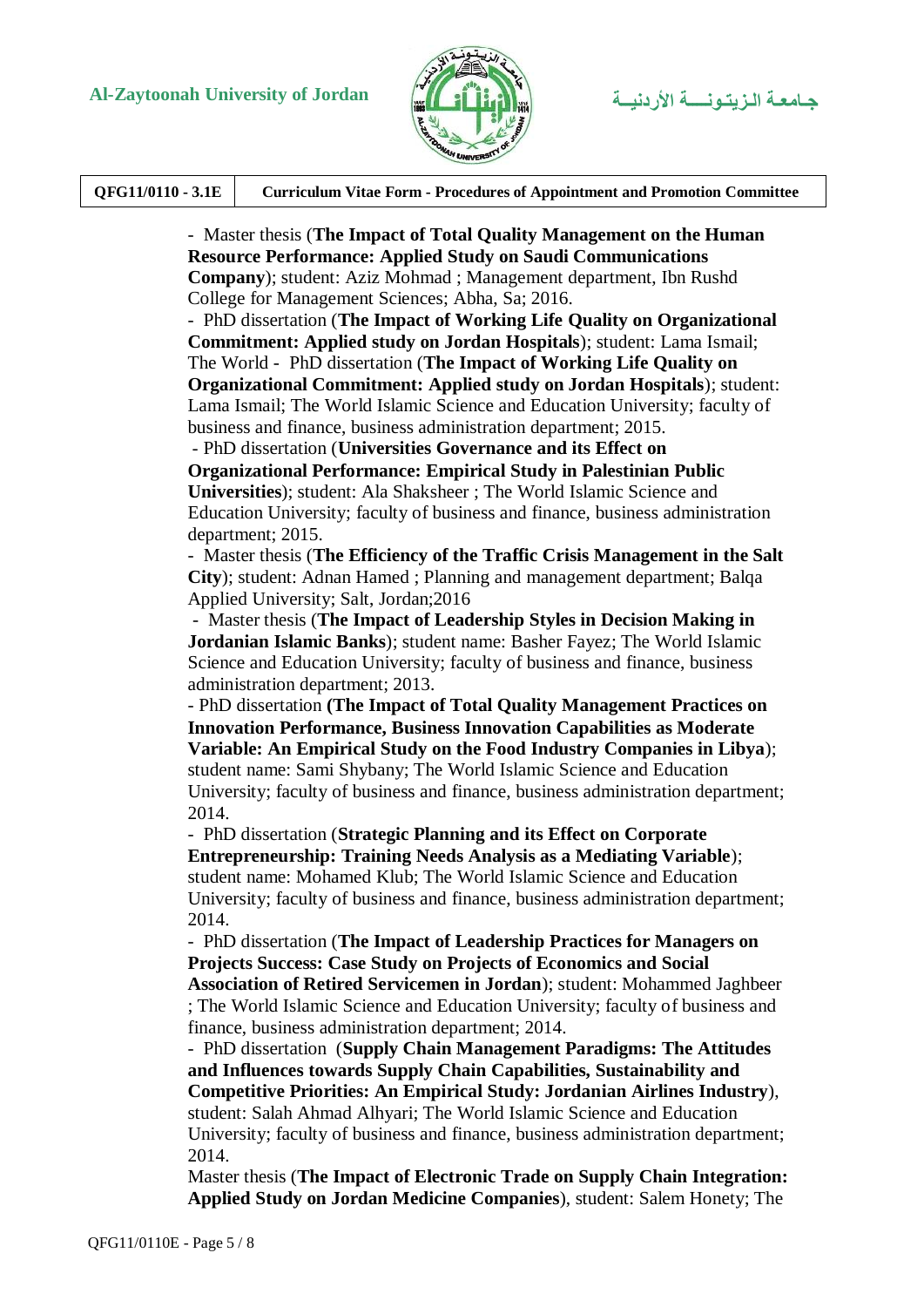- Master thesis (**The Impact of Total Quality Management on the Human Resource Performance: Applied Study on Saudi Communications Company**); student: Aziz Mohmad ; Management department, Ibn Rushd College for Management Sciences; Abha, Sa; 2016.

- PhD dissertation (**The Impact of Working Life Quality on Organizational Commitment: Applied study on Jordan Hospitals**); student: Lama Ismail; The World - PhD dissertation (**The Impact of Working Life Quality on Organizational Commitment: Applied study on Jordan Hospitals**); student: Lama Ismail; The World Islamic Science and Education University; faculty of business and finance, business administration department; 2015.

- PhD dissertation (**Universities Governance and its Effect on Organizational Performance: Empirical Study in Palestinian Public Universities**); student: Ala Shaksheer ; The World Islamic Science and Education University; faculty of business and finance, business administration department; 2015.

- Master thesis (**The Efficiency of the Traffic Crisis Management in the Salt City**); student: Adnan Hamed ; Planning and management department; Balqa Applied University; Salt, Jordan;2016

- Master thesis (**The Impact of Leadership Styles in Decision Making in Jordanian Islamic Banks**); student name: Basher Fayez; The World Islamic Science and Education University; faculty of business and finance, business administration department; 2013.

- PhD dissertation **(The Impact of Total Quality Management Practices on Innovation Performance, Business Innovation Capabilities as Moderate Variable: An Empirical Study on the Food Industry Companies in Libya**); student name: Sami Shybany; The World Islamic Science and Education University; faculty of business and finance, business administration department; 2014.

- PhD dissertation (**Strategic Planning and its Effect on Corporate Entrepreneurship: Training Needs Analysis as a Mediating Variable**); student name: Mohamed Klub; The World Islamic Science and Education University; faculty of business and finance, business administration department; 2014.

- PhD dissertation (**The Impact of Leadership Practices for Managers on Projects Success: Case Study on Projects of Economics and Social Association of Retired Servicemen in Jordan**); student: Mohammed Jaghbeer ; The World Islamic Science and Education University; faculty of business and finance, business administration department; 2014.

- PhD dissertation (**Supply Chain Management Paradigms: The Attitudes and Influences towards Supply Chain Capabilities, Sustainability and Competitive Priorities: An Empirical Study: Jordanian Airlines Industry**), student: Salah Ahmad Alhyari; The World Islamic Science and Education University; faculty of business and finance, business administration department; 2014.

Master thesis (**The Impact of Electronic Trade on Supply Chain Integration: Applied Study on Jordan Medicine Companies**), student: Salem Honety; The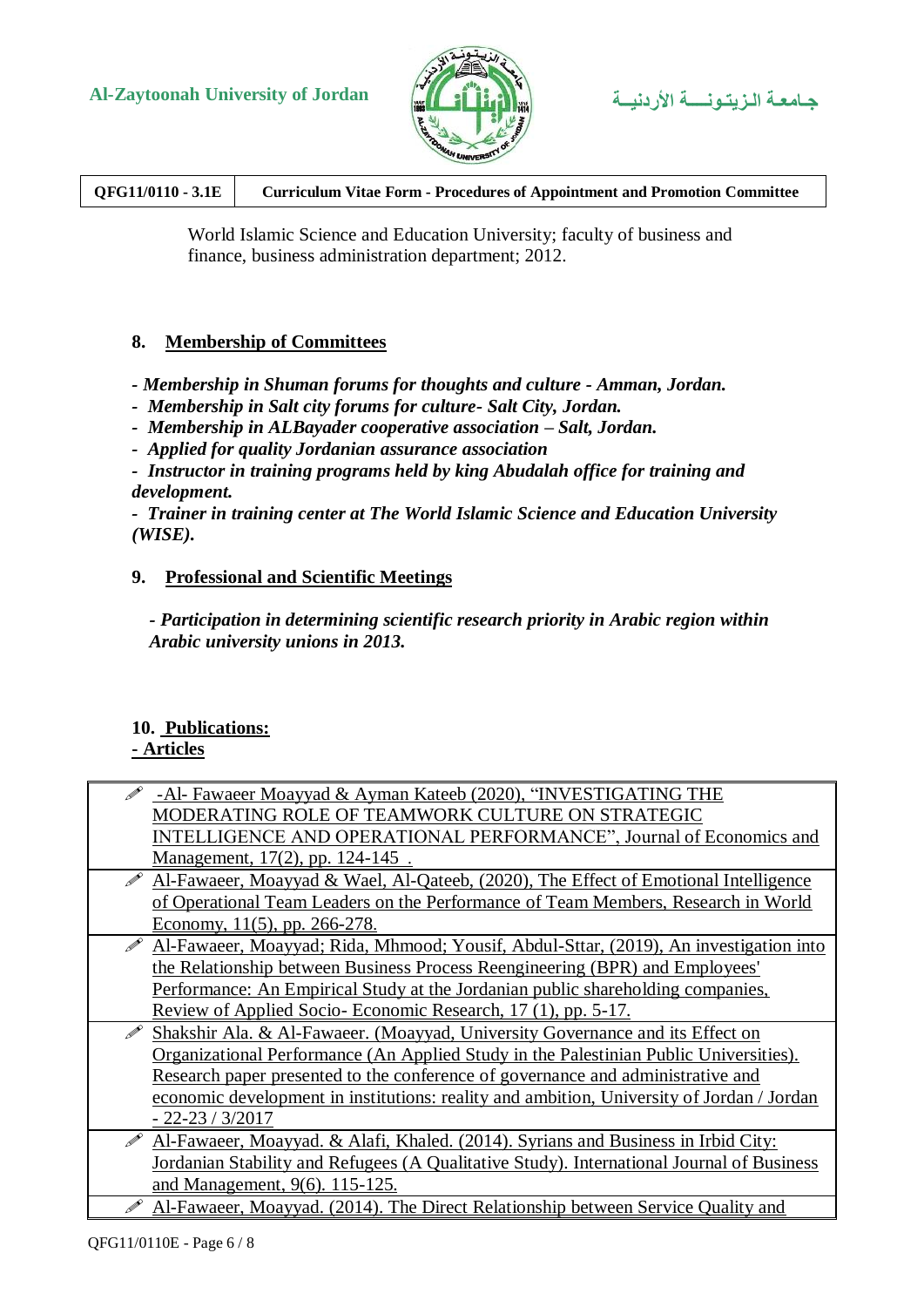World Islamic Science and Education University; faculty of business and finance, business administration department; 2012.

## 8. Membership of Committees

*- Membership in Shuman forums for thoughts and culture - Amman, Jordan.*
*- Membership in Salt city forums for culture- Salt City, Jordan.*
*- Membership in ALBayader cooperative association – Salt, Jordan.*
*- Applied for quality Jordanian assurance association*
*- Instructor in training programs held by king Abudalah office for training and development.*
*- Trainer in training center at The World Islamic Science and Education University (WISE).*

## 9. Professional and Scientific Meetings

*- Participation in determining scientific research priority in Arabic region within Arabic university unions in 2013.*

## 10. Publications:

### - Articles

| |
|---|
| -Al- Fawaeer Moayyad & Ayman Kateeb (2020), "INVESTIGATING THE MODERATING ROLE OF TEAMWORK CULTURE ON STRATEGIC INTELLIGENCE AND OPERATIONAL PERFORMANCE", Journal of Economics and Management, 17(2), pp. 124-145 . |
| Al-Fawaeer, Moayyad & Wael, Al-Qateeb, (2020), The Effect of Emotional Intelligence of Operational Team Leaders on the Performance of Team Members, Research in World Economy, 11(5), pp. 266-278. |
| Al-Fawaeer, Moayyad; Rida, Mhmood; Yousif, Abdul-Sttar, (2019), An investigation into the Relationship between Business Process Reengineering (BPR) and Employees' Performance: An Empirical Study at the Jordanian public shareholding companies, Review of Applied Socio- Economic Research, 17 (1), pp. 5-17. |
| Shakshir Ala. & Al-Fawaeer. (Moayyad, University Governance and its Effect on Organizational Performance (An Applied Study in the Palestinian Public Universities). Research paper presented to the conference of governance and administrative and economic development in institutions: reality and ambition, University of Jordan / Jordan - 22-23 / 3/2017 |
| Al-Fawaeer, Moayyad. & Alafi, Khaled. (2014). Syrians and Business in Irbid City: Jordanian Stability and Refugees (A Qualitative Study). International Journal of Business and Management, 9(6). 115-125. |
| Al-Fawaeer, Moayyad. (2014). The Direct Relationship between Service Quality and |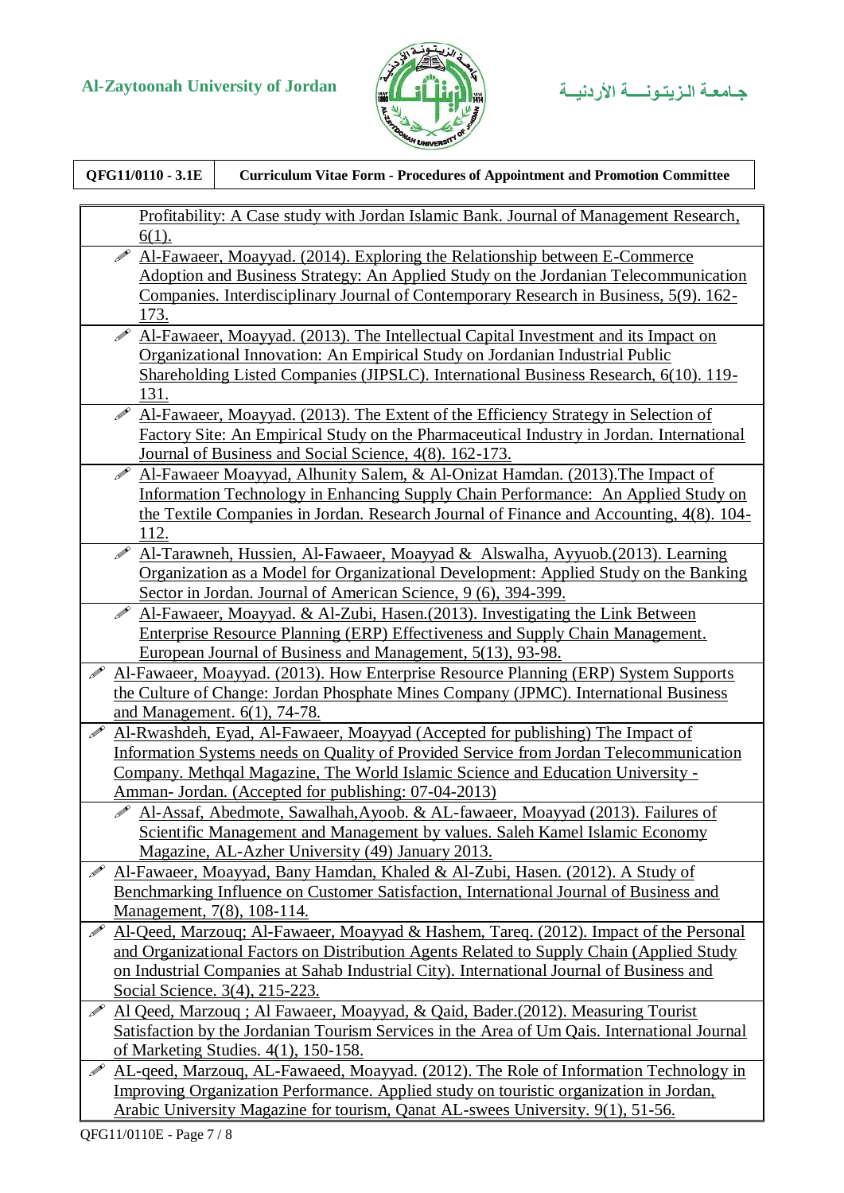Profitability: A Case study with Jordan Islamic Bank. Journal of Management Research, 6(1).

- Al-Fawaeer, Moayyad. (2014). Exploring the Relationship between E-Commerce Adoption and Business Strategy: An Applied Study on the Jordanian Telecommunication Companies. Interdisciplinary Journal of Contemporary Research in Business, 5(9). 162-173.
- Al-Fawaeer, Moayyad. (2013). The Intellectual Capital Investment and its Impact on Organizational Innovation: An Empirical Study on Jordanian Industrial Public Shareholding Listed Companies (JIPSLC). International Business Research, 6(10). 119-131.
- Al-Fawaeer, Moayyad. (2013). The Extent of the Efficiency Strategy in Selection of Factory Site: An Empirical Study on the Pharmaceutical Industry in Jordan. International Journal of Business and Social Science, 4(8). 162-173.
- Al-Fawaeer Moayyad, Alhunity Salem, & Al-Onizat Hamdan. (2013).The Impact of Information Technology in Enhancing Supply Chain Performance: An Applied Study on the Textile Companies in Jordan. Research Journal of Finance and Accounting, 4(8). 104-112.
- Al-Tarawneh, Hussien, Al-Fawaeer, Moayyad & Alswalha, Ayyuob.(2013). Learning Organization as a Model for Organizational Development: Applied Study on the Banking Sector in Jordan. Journal of American Science, 9 (6), 394-399.
- Al-Fawaeer, Moayyad. & Al-Zubi, Hasen.(2013). Investigating the Link Between Enterprise Resource Planning (ERP) Effectiveness and Supply Chain Management. European Journal of Business and Management, 5(13), 93-98.
- Al-Fawaeer, Moayyad. (2013). How Enterprise Resource Planning (ERP) System Supports the Culture of Change: Jordan Phosphate Mines Company (JPMC). International Business and Management. 6(1), 74-78.
- Al-Rwashdeh, Eyad, Al-Fawaeer, Moayyad (Accepted for publishing) The Impact of Information Systems needs on Quality of Provided Service from Jordan Telecommunication Company. Methqal Magazine, The World Islamic Science and Education University - Amman- Jordan. (Accepted for publishing: 07-04-2013)
- Al-Assaf, Abedmote, Sawalhah,Ayoob. & AL-fawaeer, Moayyad (2013). Failures of Scientific Management and Management by values. Saleh Kamel Islamic Economy Magazine, AL-Azher University (49) January 2013.
- Al-Fawaeer, Moayyad, Bany Hamdan, Khaled & Al-Zubi, Hasen. (2012). A Study of Benchmarking Influence on Customer Satisfaction, International Journal of Business and Management, 7(8), 108-114.
- Al-Qeed, Marzouq; Al-Fawaeer, Moayyad & Hashem, Tareq. (2012). Impact of the Personal and Organizational Factors on Distribution Agents Related to Supply Chain (Applied Study on Industrial Companies at Sahab Industrial City). International Journal of Business and Social Science. 3(4), 215-223.
- Al Qeed, Marzouq ; Al Fawaeer, Moayyad, & Qaid, Bader.(2012). Measuring Tourist Satisfaction by the Jordanian Tourism Services in the Area of Um Qais. International Journal of Marketing Studies. 4(1), 150-158.
- AL-qeed, Marzouq, AL-Fawaeed, Moayyad. (2012). The Role of Information Technology in Improving Organization Performance. Applied study on touristic organization in Jordan, Arabic University Magazine for tourism, Qanat AL-swees University. 9(1), 51-56.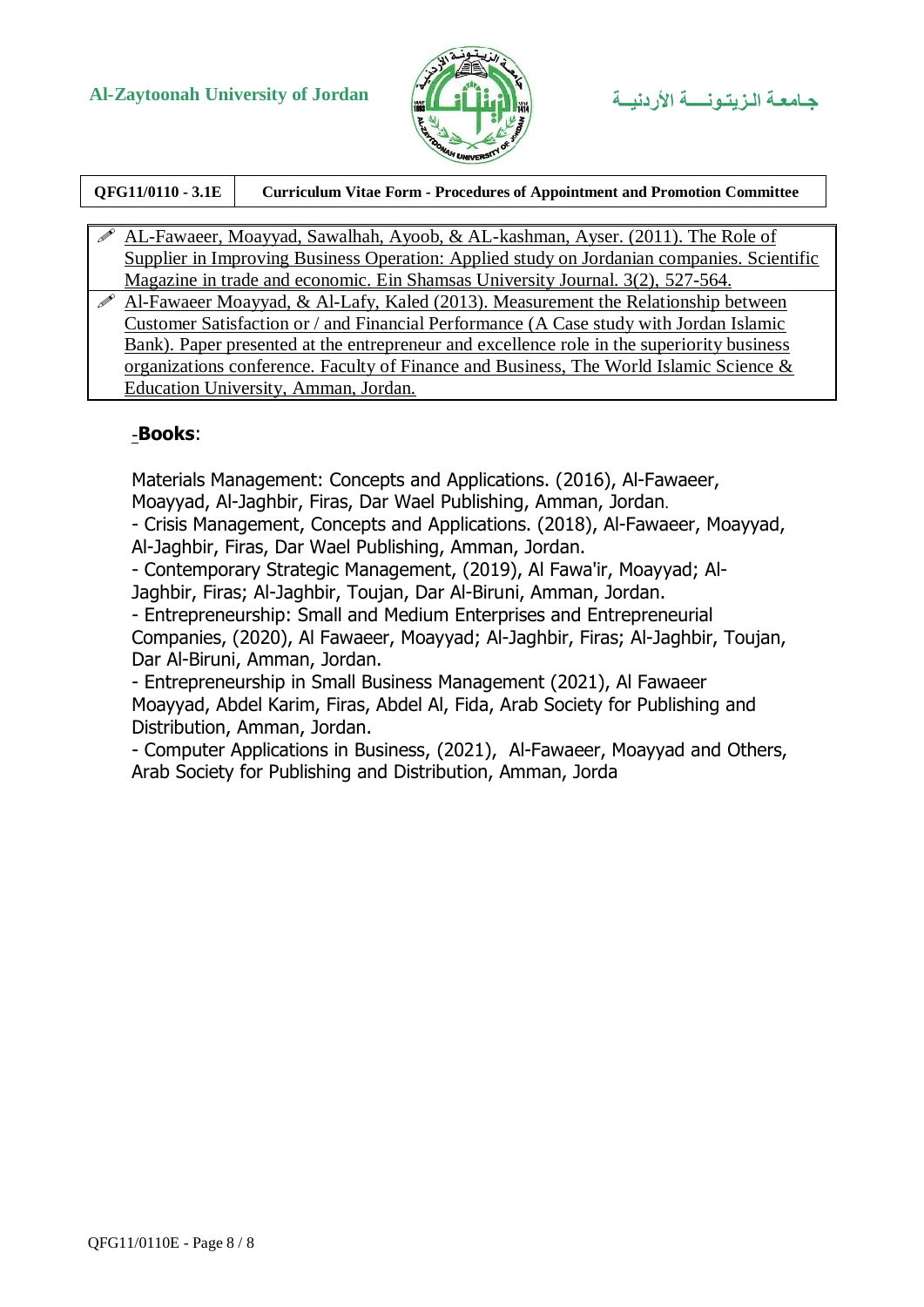| | |
|---|---|
| ✐ | AL-Fawaeer, Moayyad, Sawalhah, Ayoob, & AL-kashman, Ayser. (2011). The Role of Supplier in Improving Business Operation: Applied study on Jordanian companies. Scientific Magazine in trade and economic. Ein Shamsas University Journal. 3(2), 527-564. |
| ✐ | Al-Fawaeer Moayyad, & Al-Lafy, Kaled (2013). Measurement the Relationship between Customer Satisfaction or / and Financial Performance (A Case study with Jordan Islamic Bank). Paper presented at the entrepreneur and excellence role in the superiority business organizations conference. Faculty of Finance and Business, The World Islamic Science & Education University, Amman, Jordan. |

-**Books**:

Materials Management: Concepts and Applications. (2016), Al-Fawaeer, Moayyad, Al-Jaghbir, Firas, Dar Wael Publishing, Amman, Jordan.
- Crisis Management, Concepts and Applications. (2018), Al-Fawaeer, Moayyad, Al-Jaghbir, Firas, Dar Wael Publishing, Amman, Jordan.
- Contemporary Strategic Management, (2019), Al Fawa'ir, Moayyad; Al-Jaghbir, Firas; Al-Jaghbir, Toujan, Dar Al-Biruni, Amman, Jordan.
- Entrepreneurship: Small and Medium Enterprises and Entrepreneurial Companies, (2020), Al Fawaeer, Moayyad; Al-Jaghbir, Firas; Al-Jaghbir, Toujan, Dar Al-Biruni, Amman, Jordan.
- Entrepreneurship in Small Business Management (2021), Al Fawaeer Moayyad, Abdel Karim, Firas, Abdel Al, Fida, Arab Society for Publishing and Distribution, Amman, Jordan.
- Computer Applications in Business, (2021), Al-Fawaeer, Moayyad and Others, Arab Society for Publishing and Distribution, Amman, Jorda